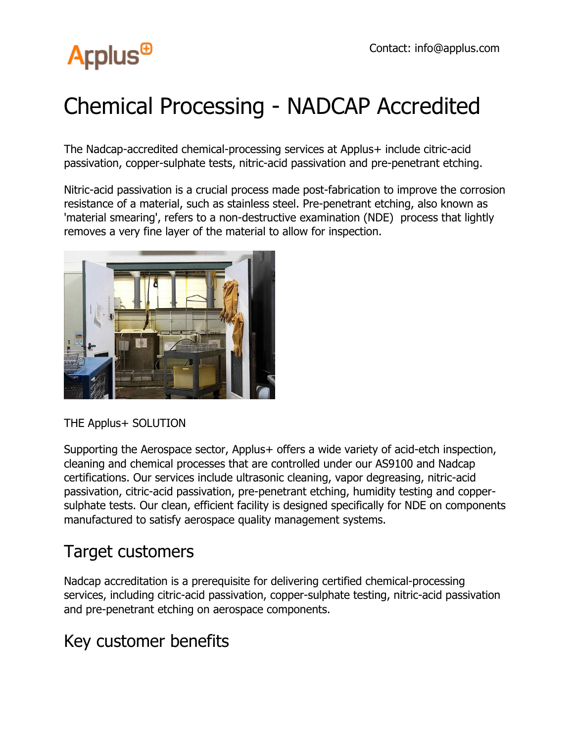Contact: info@applus.com

# Chemical Processing - NADCAP Accredited

The Nadcap-accredited chemical-processing services at Applus+ include citric-acid passivation, copper-sulphate tests, nitric-acid passivation and pre-penetrant etching.

Nitric-acid passivation is a crucial process made post-fabrication to improve the corrosion resistance of a material, such as stainless steel. Pre-penetrant etching, also known as 'material smearing', refers to a non-destructive examination (NDE) process that lightly removes a very fine layer of the material to allow for inspection.

THE Applus+ SOLUTION

Supporting the Aerospace sector, Applus+ offers a wide variety of acid-etch inspection, cleaning and chemical processes that are controlled under our AS9100 and Nadcap certifications. Our services include ultrasonic cleaning, vapor degreasing, nitric-acid passivation, citric-acid passivation, pre-penetrant etching, humidity testing and copper-sulphate tests. Our clean, efficient facility is designed specifically for NDE on components manufactured to satisfy aerospace quality management systems.

## Target customers

Nadcap accreditation is a prerequisite for delivering certified chemical-processing services, including citric-acid passivation, copper-sulphate testing, nitric-acid passivation and pre-penetrant etching on aerospace components.

## Key customer benefits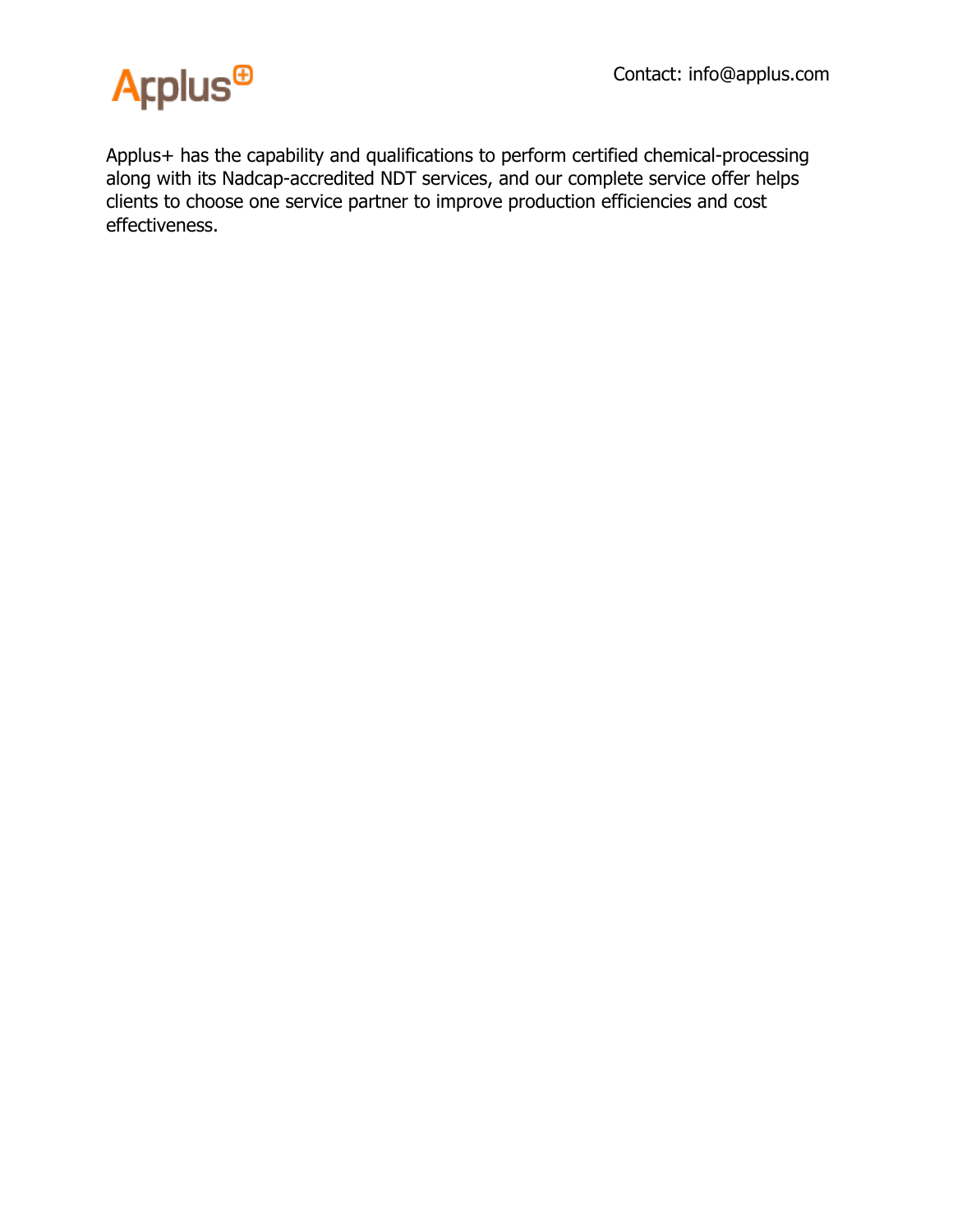Applus+ has the capability and qualifications to perform certified chemical-processing along with its Nadcap-accredited NDT services, and our complete service offer helps clients to choose one service partner to improve production efficiencies and cost effectiveness.